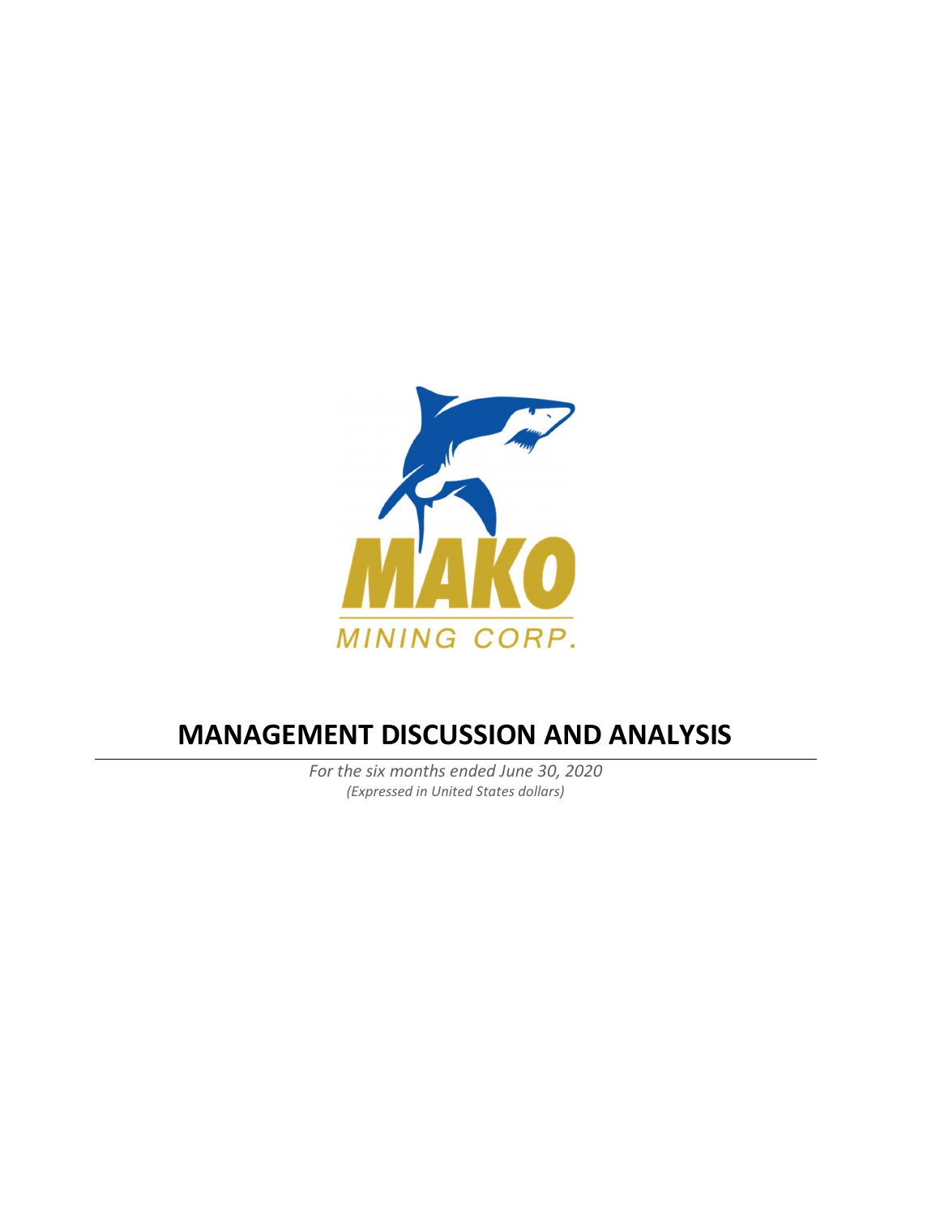MAKO

MINING CORP.

# MANAGEMENT DISCUSSION AND ANALYSIS

*For the six months ended June 30, 2020*

*(Expressed in United States dollars)*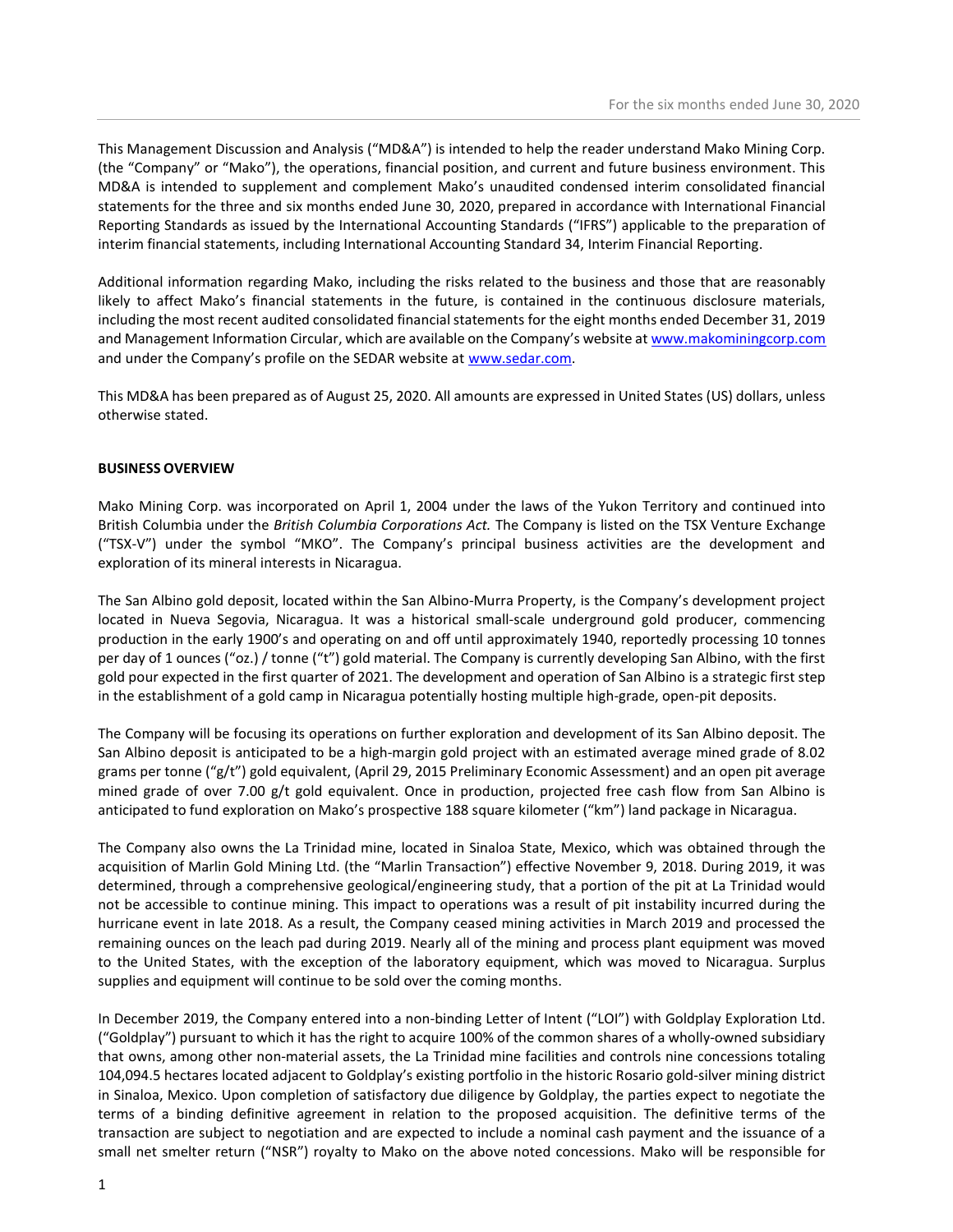This Management Discussion and Analysis ("MD&A") is intended to help the reader understand Mako Mining Corp. (the "Company" or "Mako"), the operations, financial position, and current and future business environment. This MD&A is intended to supplement and complement Mako's unaudited condensed interim consolidated financial statements for the three and six months ended June 30, 2020, prepared in accordance with International Financial Reporting Standards as issued by the International Accounting Standards ("IFRS") applicable to the preparation of interim financial statements, including International Accounting Standard 34, Interim Financial Reporting.

Additional information regarding Mako, including the risks related to the business and those that are reasonably likely to affect Mako's financial statements in the future, is contained in the continuous disclosure materials, including the most recent audited consolidated financial statements for the eight months ended December 31, 2019 and Management Information Circular, which are available on the Company's website at www.makominingcorp.com and under the Company's profile on the SEDAR website at www.sedar.com.

This MD&A has been prepared as of August 25, 2020. All amounts are expressed in United States (US) dollars, unless otherwise stated.

## BUSINESS OVERVIEW

Mako Mining Corp. was incorporated on April 1, 2004 under the laws of the Yukon Territory and continued into British Columbia under the *British Columbia Corporations Act.* The Company is listed on the TSX Venture Exchange ("TSX-V") under the symbol "MKO". The Company's principal business activities are the development and exploration of its mineral interests in Nicaragua.

The San Albino gold deposit, located within the San Albino-Murra Property, is the Company's development project located in Nueva Segovia, Nicaragua. It was a historical small-scale underground gold producer, commencing production in the early 1900's and operating on and off until approximately 1940, reportedly processing 10 tonnes per day of 1 ounces ("oz.) / tonne ("t") gold material. The Company is currently developing San Albino, with the first gold pour expected in the first quarter of 2021. The development and operation of San Albino is a strategic first step in the establishment of a gold camp in Nicaragua potentially hosting multiple high-grade, open-pit deposits.

The Company will be focusing its operations on further exploration and development of its San Albino deposit. The San Albino deposit is anticipated to be a high-margin gold project with an estimated average mined grade of 8.02 grams per tonne ("g/t") gold equivalent, (April 29, 2015 Preliminary Economic Assessment) and an open pit average mined grade of over 7.00 g/t gold equivalent. Once in production, projected free cash flow from San Albino is anticipated to fund exploration on Mako's prospective 188 square kilometer ("km") land package in Nicaragua.

The Company also owns the La Trinidad mine, located in Sinaloa State, Mexico, which was obtained through the acquisition of Marlin Gold Mining Ltd. (the "Marlin Transaction") effective November 9, 2018. During 2019, it was determined, through a comprehensive geological/engineering study, that a portion of the pit at La Trinidad would not be accessible to continue mining. This impact to operations was a result of pit instability incurred during the hurricane event in late 2018. As a result, the Company ceased mining activities in March 2019 and processed the remaining ounces on the leach pad during 2019. Nearly all of the mining and process plant equipment was moved to the United States, with the exception of the laboratory equipment, which was moved to Nicaragua. Surplus supplies and equipment will continue to be sold over the coming months.

In December 2019, the Company entered into a non-binding Letter of Intent ("LOI") with Goldplay Exploration Ltd. ("Goldplay") pursuant to which it has the right to acquire 100% of the common shares of a wholly-owned subsidiary that owns, among other non-material assets, the La Trinidad mine facilities and controls nine concessions totaling 104,094.5 hectares located adjacent to Goldplay's existing portfolio in the historic Rosario gold-silver mining district in Sinaloa, Mexico. Upon completion of satisfactory due diligence by Goldplay, the parties expect to negotiate the terms of a binding definitive agreement in relation to the proposed acquisition. The definitive terms of the transaction are subject to negotiation and are expected to include a nominal cash payment and the issuance of a small net smelter return ("NSR") royalty to Mako on the above noted concessions. Mako will be responsible for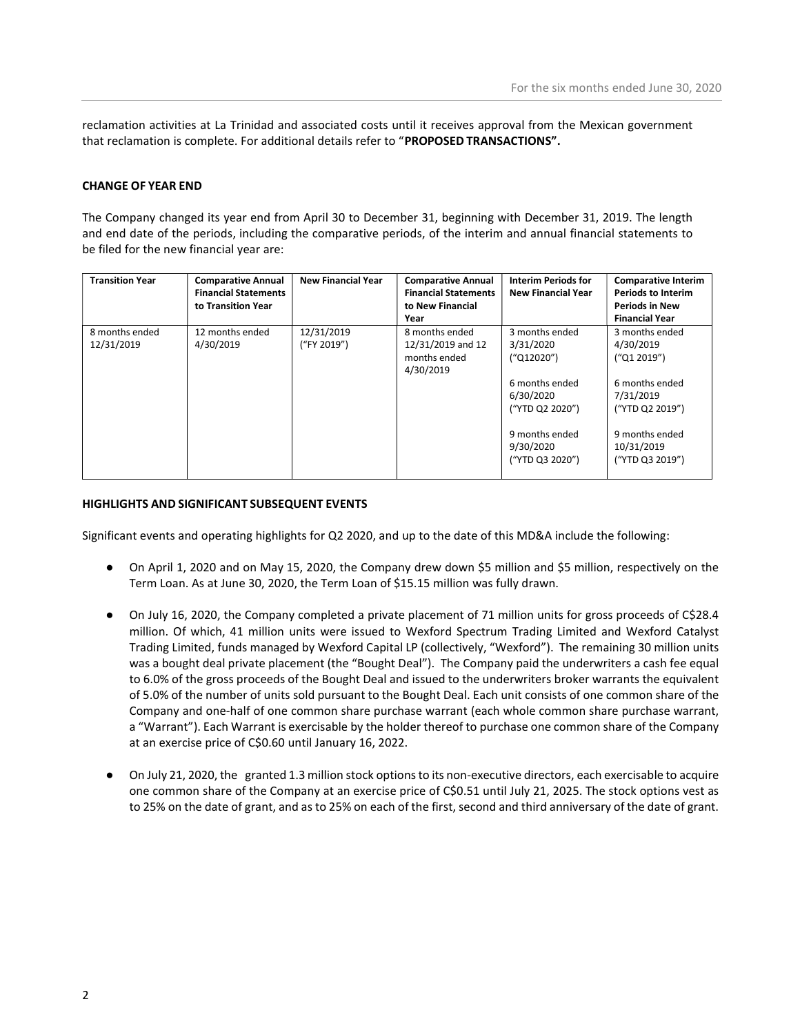reclamation activities at La Trinidad and associated costs until it receives approval from the Mexican government that reclamation is complete. For additional details refer to "**PROPOSED TRANSACTIONS".**

### CHANGE OF YEAR END

The Company changed its year end from April 30 to December 31, beginning with December 31, 2019. The length and end date of the periods, including the comparative periods, of the interim and annual financial statements to be filed for the new financial year are:

| Transition Year | Comparative Annual Financial Statements to Transition Year | New Financial Year | Comparative Annual Financial Statements to New Financial Year | Interim Periods for New Financial Year | Comparative Interim Periods to Interim Periods in New Financial Year |
|---|---|---|---|---|---|
| 8 months ended 12/31/2019 | 12 months ended 4/30/2019 | 12/31/2019 ("FY 2019") | 8 months ended 12/31/2019 and 12 months ended 4/30/2019 | 3 months ended 3/31/2020 ("Q12020")<br><br>6 months ended 6/30/2020 ("YTD Q2 2020")<br><br>9 months ended 9/30/2020 ("YTD Q3 2020") | 3 months ended 4/30/2019 ("Q1 2019")<br><br>6 months ended 7/31/2019 ("YTD Q2 2019")<br><br>9 months ended 10/31/2019 ("YTD Q3 2019") |

### HIGHLIGHTS AND SIGNIFICANT SUBSEQUENT EVENTS

Significant events and operating highlights for Q2 2020, and up to the date of this MD&A include the following:

- On April 1, 2020 and on May 15, 2020, the Company drew down $5 million and $5 million, respectively on the Term Loan. As at June 30, 2020, the Term Loan of $15.15 million was fully drawn.
- On July 16, 2020, the Company completed a private placement of 71 million units for gross proceeds of C$28.4 million. Of which, 41 million units were issued to Wexford Spectrum Trading Limited and Wexford Catalyst Trading Limited, funds managed by Wexford Capital LP (collectively, "Wexford"). The remaining 30 million units was a bought deal private placement (the "Bought Deal"). The Company paid the underwriters a cash fee equal to 6.0% of the gross proceeds of the Bought Deal and issued to the underwriters broker warrants the equivalent of 5.0% of the number of units sold pursuant to the Bought Deal. Each unit consists of one common share of the Company and one-half of one common share purchase warrant (each whole common share purchase warrant, a "Warrant"). Each Warrant is exercisable by the holder thereof to purchase one common share of the Company at an exercise price of C$0.60 until January 16, 2022.
- On July 21, 2020, the granted 1.3 million stock options to its non-executive directors, each exercisable to acquire one common share of the Company at an exercise price of C$0.51 until July 21, 2025. The stock options vest as to 25% on the date of grant, and as to 25% on each of the first, second and third anniversary of the date of grant.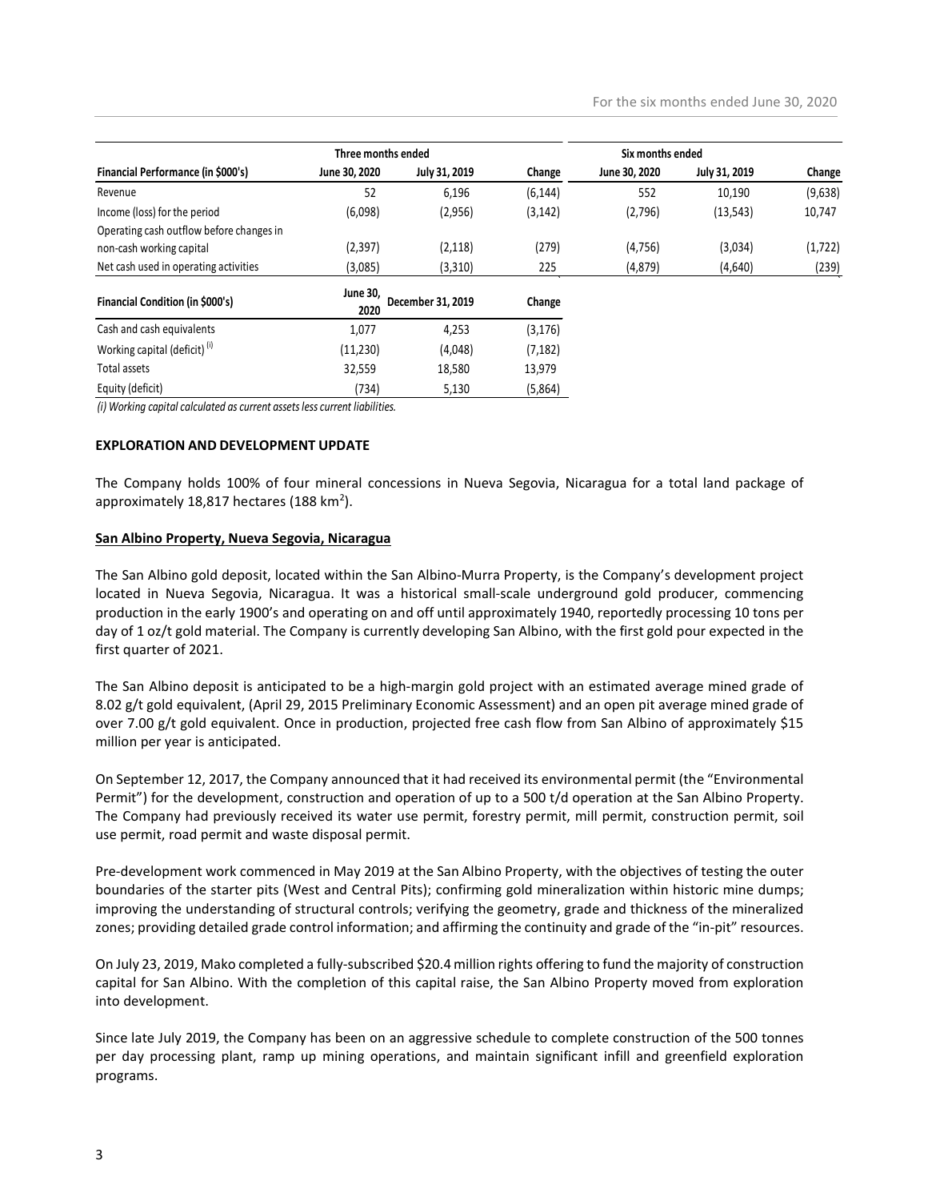| Financial Performance (in $000's) | Three months ended | | | Six months ended | | |
|---|---|---|---|---|---|---|
| | June 30, 2020 | July 31, 2019 | Change | June 30, 2020 | July 31, 2019 | Change |
| Revenue | 52 | 6,196 | (6,144) | 552 | 10,190 | (9,638) |
| Income (loss) for the period | (6,098) | (2,956) | (3,142) | (2,796) | (13,543) | 10,747 |
| Operating cash outflow before changes in non-cash working capital | (2,397) | (2,118) | (279) | (4,756) | (3,034) | (1,722) |
| Net cash used in operating activities | (3,085) | (3,310) | 225 | (4,879) | (4,640) | (239) |

| Financial Condition (in $000's) | June 30, 2020 | December 31, 2019 | Change |
|---|---|---|---|
| Cash and cash equivalents | 1,077 | 4,253 | (3,176) |
| Working capital (deficit) (i) | (11,230) | (4,048) | (7,182) |
| Total assets | 32,559 | 18,580 | 13,979 |
| Equity (deficit) | (734) | 5,130 | (5,864) |

*(i) Working capital calculated as current assets less current liabilities.*

**EXPLORATION AND DEVELOPMENT UPDATE**

The Company holds 100% of four mineral concessions in Nueva Segovia, Nicaragua for a total land package of approximately 18,817 hectares (188 km$^2$).

**San Albino Property, Nueva Segovia, Nicaragua**

The San Albino gold deposit, located within the San Albino-Murra Property, is the Company's development project located in Nueva Segovia, Nicaragua. It was a historical small-scale underground gold producer, commencing production in the early 1900's and operating on and off until approximately 1940, reportedly processing 10 tons per day of 1 oz/t gold material. The Company is currently developing San Albino, with the first gold pour expected in the first quarter of 2021.

The San Albino deposit is anticipated to be a high-margin gold project with an estimated average mined grade of 8.02 g/t gold equivalent, (April 29, 2015 Preliminary Economic Assessment) and an open pit average mined grade of over 7.00 g/t gold equivalent. Once in production, projected free cash flow from San Albino of approximately $15 million per year is anticipated.

On September 12, 2017, the Company announced that it had received its environmental permit (the "Environmental Permit") for the development, construction and operation of up to a 500 t/d operation at the San Albino Property. The Company had previously received its water use permit, forestry permit, mill permit, construction permit, soil use permit, road permit and waste disposal permit.

Pre-development work commenced in May 2019 at the San Albino Property, with the objectives of testing the outer boundaries of the starter pits (West and Central Pits); confirming gold mineralization within historic mine dumps; improving the understanding of structural controls; verifying the geometry, grade and thickness of the mineralized zones; providing detailed grade control information; and affirming the continuity and grade of the "in-pit" resources.

On July 23, 2019, Mako completed a fully-subscribed $20.4 million rights offering to fund the majority of construction capital for San Albino. With the completion of this capital raise, the San Albino Property moved from exploration into development.

Since late July 2019, the Company has been on an aggressive schedule to complete construction of the 500 tonnes per day processing plant, ramp up mining operations, and maintain significant infill and greenfield exploration programs.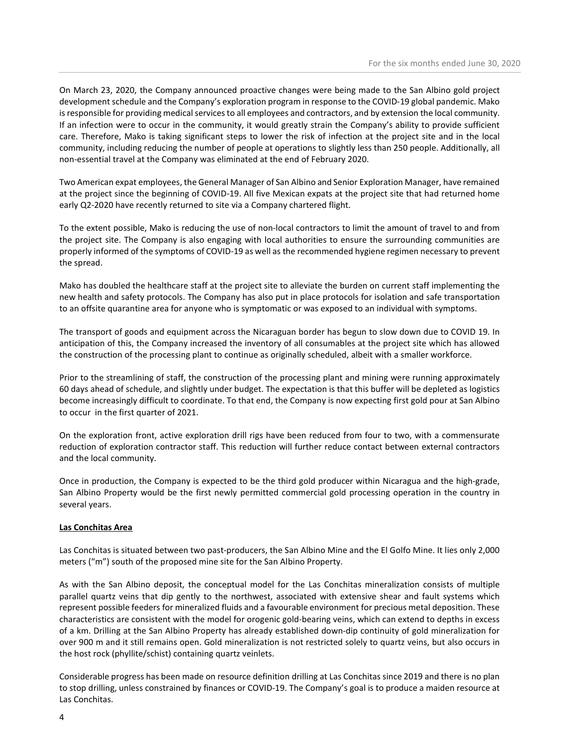On March 23, 2020, the Company announced proactive changes were being made to the San Albino gold project development schedule and the Company's exploration program in response to the COVID-19 global pandemic. Mako is responsible for providing medical services to all employees and contractors, and by extension the local community. If an infection were to occur in the community, it would greatly strain the Company's ability to provide sufficient care. Therefore, Mako is taking significant steps to lower the risk of infection at the project site and in the local community, including reducing the number of people at operations to slightly less than 250 people. Additionally, all non-essential travel at the Company was eliminated at the end of February 2020.

Two American expat employees, the General Manager of San Albino and Senior Exploration Manager, have remained at the project since the beginning of COVID-19. All five Mexican expats at the project site that had returned home early Q2-2020 have recently returned to site via a Company chartered flight.

To the extent possible, Mako is reducing the use of non-local contractors to limit the amount of travel to and from the project site. The Company is also engaging with local authorities to ensure the surrounding communities are properly informed of the symptoms of COVID-19 as well as the recommended hygiene regimen necessary to prevent the spread.

Mako has doubled the healthcare staff at the project site to alleviate the burden on current staff implementing the new health and safety protocols. The Company has also put in place protocols for isolation and safe transportation to an offsite quarantine area for anyone who is symptomatic or was exposed to an individual with symptoms.

The transport of goods and equipment across the Nicaraguan border has begun to slow down due to COVID 19. In anticipation of this, the Company increased the inventory of all consumables at the project site which has allowed the construction of the processing plant to continue as originally scheduled, albeit with a smaller workforce.

Prior to the streamlining of staff, the construction of the processing plant and mining were running approximately 60 days ahead of schedule, and slightly under budget. The expectation is that this buffer will be depleted as logistics become increasingly difficult to coordinate. To that end, the Company is now expecting first gold pour at San Albino to occur in the first quarter of 2021.

On the exploration front, active exploration drill rigs have been reduced from four to two, with a commensurate reduction of exploration contractor staff. This reduction will further reduce contact between external contractors and the local community.

Once in production, the Company is expected to be the third gold producer within Nicaragua and the high-grade, San Albino Property would be the first newly permitted commercial gold processing operation in the country in several years.

**Las Conchitas Area**

Las Conchitas is situated between two past-producers, the San Albino Mine and the El Golfo Mine. It lies only 2,000 meters ("m") south of the proposed mine site for the San Albino Property.

As with the San Albino deposit, the conceptual model for the Las Conchitas mineralization consists of multiple parallel quartz veins that dip gently to the northwest, associated with extensive shear and fault systems which represent possible feeders for mineralized fluids and a favourable environment for precious metal deposition. These characteristics are consistent with the model for orogenic gold-bearing veins, which can extend to depths in excess of a km. Drilling at the San Albino Property has already established down-dip continuity of gold mineralization for over 900 m and it still remains open. Gold mineralization is not restricted solely to quartz veins, but also occurs in the host rock (phyllite/schist) containing quartz veinlets.

Considerable progress has been made on resource definition drilling at Las Conchitas since 2019 and there is no plan to stop drilling, unless constrained by finances or COVID-19. The Company's goal is to produce a maiden resource at Las Conchitas.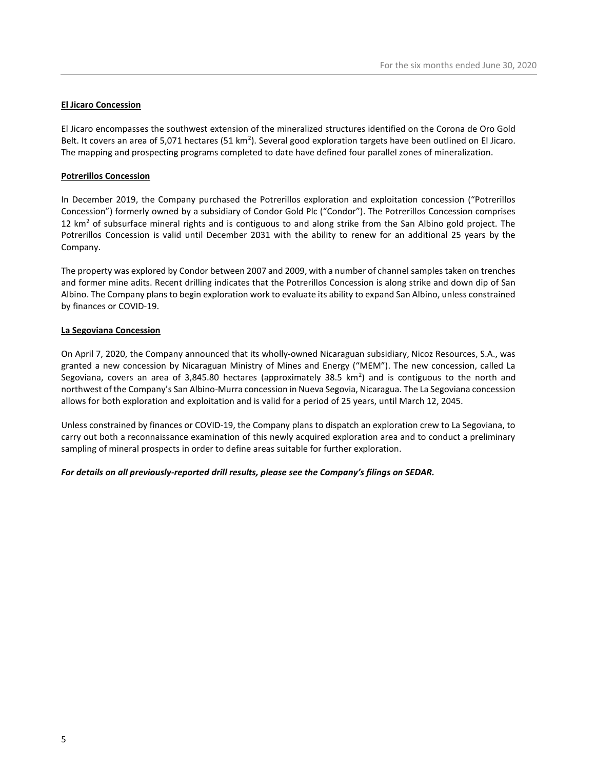### El Jicaro Concession

El Jicaro encompasses the southwest extension of the mineralized structures identified on the Corona de Oro Gold Belt. It covers an area of 5,071 hectares (51 $km^2$). Several good exploration targets have been outlined on El Jicaro. The mapping and prospecting programs completed to date have defined four parallel zones of mineralization.

### Potrerillos Concession

In December 2019, the Company purchased the Potrerillos exploration and exploitation concession ("Potrerillos Concession") formerly owned by a subsidiary of Condor Gold Plc ("Condor"). The Potrerillos Concession comprises 12 $km^2$ of subsurface mineral rights and is contiguous to and along strike from the San Albino gold project. The Potrerillos Concession is valid until December 2031 with the ability to renew for an additional 25 years by the Company.

The property was explored by Condor between 2007 and 2009, with a number of channel samples taken on trenches and former mine adits. Recent drilling indicates that the Potrerillos Concession is along strike and down dip of San Albino. The Company plans to begin exploration work to evaluate its ability to expand San Albino, unless constrained by finances or COVID-19.

### La Segoviana Concession

On April 7, 2020, the Company announced that its wholly-owned Nicaraguan subsidiary, Nicoz Resources, S.A., was granted a new concession by Nicaraguan Ministry of Mines and Energy ("MEM"). The new concession, called La Segoviana, covers an area of 3,845.80 hectares (approximately 38.5 $km^2$) and is contiguous to the north and northwest of the Company's San Albino-Murra concession in Nueva Segovia, Nicaragua. The La Segoviana concession allows for both exploration and exploitation and is valid for a period of 25 years, until March 12, 2045.

Unless constrained by finances or COVID-19, the Company plans to dispatch an exploration crew to La Segoviana, to carry out both a reconnaissance examination of this newly acquired exploration area and to conduct a preliminary sampling of mineral prospects in order to define areas suitable for further exploration.

***For details on all previously-reported drill results, please see the Company's filings on SEDAR.***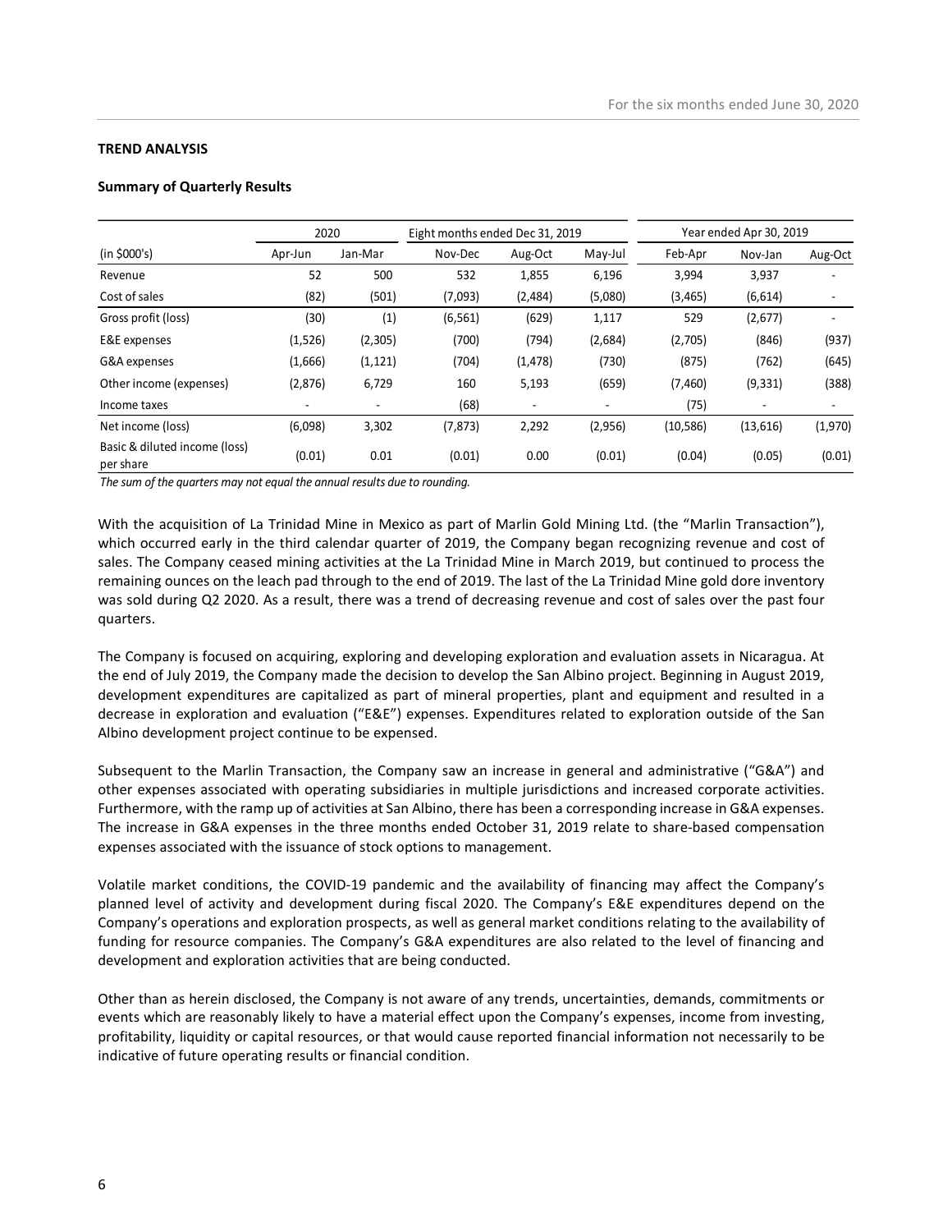**TREND ANALYSIS**

**Summary of Quarterly Results**

| | 2020 | | Eight months ended Dec 31, 2019 | | | Year ended Apr 30, 2019 | | |
|---|---|---|---|---|---|---|---|---|
| (in $000's) | Apr-Jun | Jan-Mar | Nov-Dec | Aug-Oct | May-Jul | Feb-Apr | Nov-Jan | Aug-Oct |
| Revenue | 52 | 500 | 532 | 1,855 | 6,196 | 3,994 | 3,937 | - |
| Cost of sales | (82) | (501) | (7,093) | (2,484) | (5,080) | (3,465) | (6,614) | - |
| Gross profit (loss) | (30) | (1) | (6,561) | (629) | 1,117 | 529 | (2,677) | - |
| E&E expenses | (1,526) | (2,305) | (700) | (794) | (2,684) | (2,705) | (846) | (937) |
| G&A expenses | (1,666) | (1,121) | (704) | (1,478) | (730) | (875) | (762) | (645) |
| Other income (expenses) | (2,876) | 6,729 | 160 | 5,193 | (659) | (7,460) | (9,331) | (388) |
| Income taxes | - | - | (68) | - | - | (75) | - | - |
| Net income (loss) | (6,098) | 3,302 | (7,873) | 2,292 | (2,956) | (10,586) | (13,616) | (1,970) |
| Basic & diluted income (loss) per share | (0.01) | 0.01 | (0.01) | 0.00 | (0.01) | (0.04) | (0.05) | (0.01) |

*The sum of the quarters may not equal the annual results due to rounding.*

With the acquisition of La Trinidad Mine in Mexico as part of Marlin Gold Mining Ltd. (the "Marlin Transaction"), which occurred early in the third calendar quarter of 2019, the Company began recognizing revenue and cost of sales. The Company ceased mining activities at the La Trinidad Mine in March 2019, but continued to process the remaining ounces on the leach pad through to the end of 2019. The last of the La Trinidad Mine gold dore inventory was sold during Q2 2020. As a result, there was a trend of decreasing revenue and cost of sales over the past four quarters.

The Company is focused on acquiring, exploring and developing exploration and evaluation assets in Nicaragua. At the end of July 2019, the Company made the decision to develop the San Albino project. Beginning in August 2019, development expenditures are capitalized as part of mineral properties, plant and equipment and resulted in a decrease in exploration and evaluation ("E&E") expenses. Expenditures related to exploration outside of the San Albino development project continue to be expensed.

Subsequent to the Marlin Transaction, the Company saw an increase in general and administrative ("G&A") and other expenses associated with operating subsidiaries in multiple jurisdictions and increased corporate activities. Furthermore, with the ramp up of activities at San Albino, there has been a corresponding increase in G&A expenses. The increase in G&A expenses in the three months ended October 31, 2019 relate to share-based compensation expenses associated with the issuance of stock options to management.

Volatile market conditions, the COVID-19 pandemic and the availability of financing may affect the Company's planned level of activity and development during fiscal 2020. The Company's E&E expenditures depend on the Company's operations and exploration prospects, as well as general market conditions relating to the availability of funding for resource companies. The Company's G&A expenditures are also related to the level of financing and development and exploration activities that are being conducted.

Other than as herein disclosed, the Company is not aware of any trends, uncertainties, demands, commitments or events which are reasonably likely to have a material effect upon the Company's expenses, income from investing, profitability, liquidity or capital resources, or that would cause reported financial information not necessarily to be indicative of future operating results or financial condition.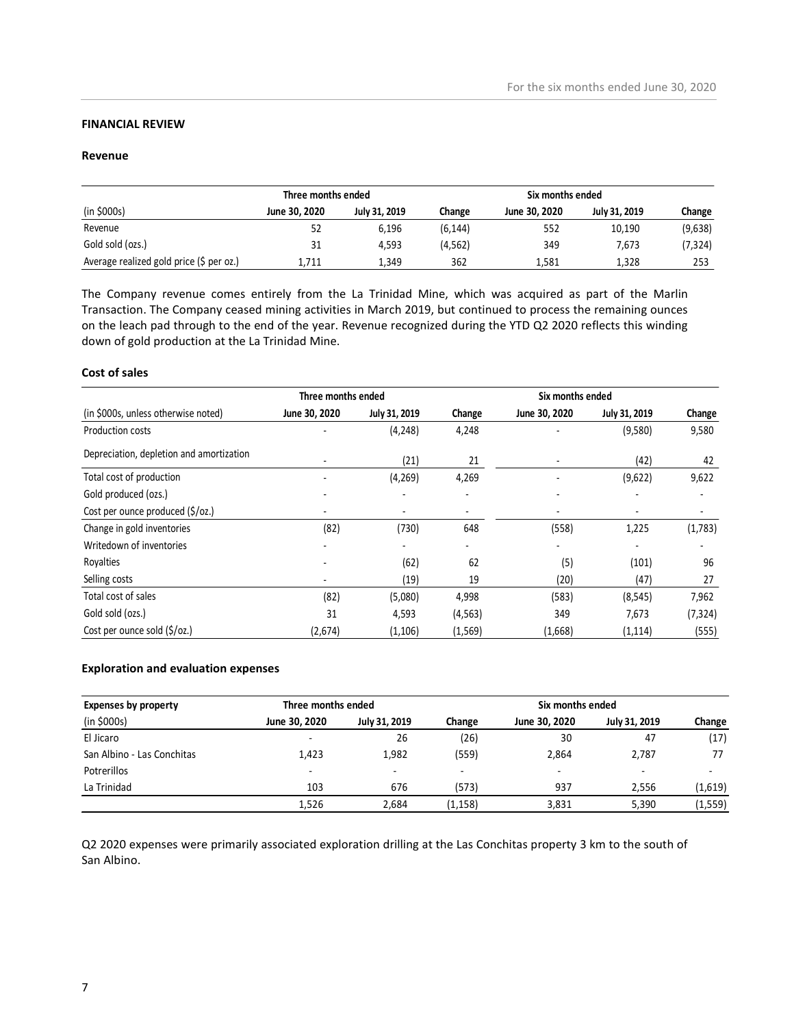## FINANCIAL REVIEW

### Revenue

| | Three months ended | | | Six months ended | | |
|---|---|---|---|---|---|---|
| (in $000s) | June 30, 2020 | July 31, 2019 | Change | June 30, 2020 | July 31, 2019 | Change |
| Revenue | 52 | 6,196 | (6,144) | 552 | 10,190 | (9,638) |
| Gold sold (ozs.) | 31 | 4,593 | (4,562) | 349 | 7,673 | (7,324) |
| Average realized gold price ($ per oz.) | 1,711 | 1,349 | 362 | 1,581 | 1,328 | 253 |

The Company revenue comes entirely from the La Trinidad Mine, which was acquired as part of the Marlin Transaction. The Company ceased mining activities in March 2019, but continued to process the remaining ounces on the leach pad through to the end of the year. Revenue recognized during the YTD Q2 2020 reflects this winding down of gold production at the La Trinidad Mine.

### Cost of sales

| | Three months ended | | | Six months ended | | |
|---|---|---|---|---|---|---|
| (in $000s, unless otherwise noted) | June 30, 2020 | July 31, 2019 | Change | June 30, 2020 | July 31, 2019 | Change |
| Production costs | - | (4,248) | 4,248 | - | (9,580) | 9,580 |
| Depreciation, depletion and amortization | - | (21) | 21 | - | (42) | 42 |
| Total cost of production | - | (4,269) | 4,269 | - | (9,622) | 9,622 |
| Gold produced (ozs.) | - | - | - | - | - | - |
| Cost per ounce produced ($/oz.) | - | - | - | - | - | - |
| Change in gold inventories | (82) | (730) | 648 | (558) | 1,225 | (1,783) |
| Writedown of inventories | - | - | - | - | - | - |
| Royalties | - | (62) | 62 | (5) | (101) | 96 |
| Selling costs | - | (19) | 19 | (20) | (47) | 27 |
| Total cost of sales | (82) | (5,080) | 4,998 | (583) | (8,545) | 7,962 |
| Gold sold (ozs.) | 31 | 4,593 | (4,563) | 349 | 7,673 | (7,324) |
| Cost per ounce sold ($/oz.) | (2,674) | (1,106) | (1,569) | (1,668) | (1,114) | (555) |

### Exploration and evaluation expenses

| Expenses by property | Three months ended | | | Six months ended | | |
|---|---|---|---|---|---|---|
| (in $000s) | June 30, 2020 | July 31, 2019 | Change | June 30, 2020 | July 31, 2019 | Change |
| El Jicaro | - | 26 | (26) | 30 | 47 | (17) |
| San Albino - Las Conchitas | 1,423 | 1,982 | (559) | 2,864 | 2,787 | 77 |
| Potrerillos | - | - | - | - | - | - |
| La Trinidad | 103 | 676 | (573) | 937 | 2,556 | (1,619) |
| | 1,526 | 2,684 | (1,158) | 3,831 | 5,390 | (1,559) |

Q2 2020 expenses were primarily associated exploration drilling at the Las Conchitas property 3 km to the south of San Albino.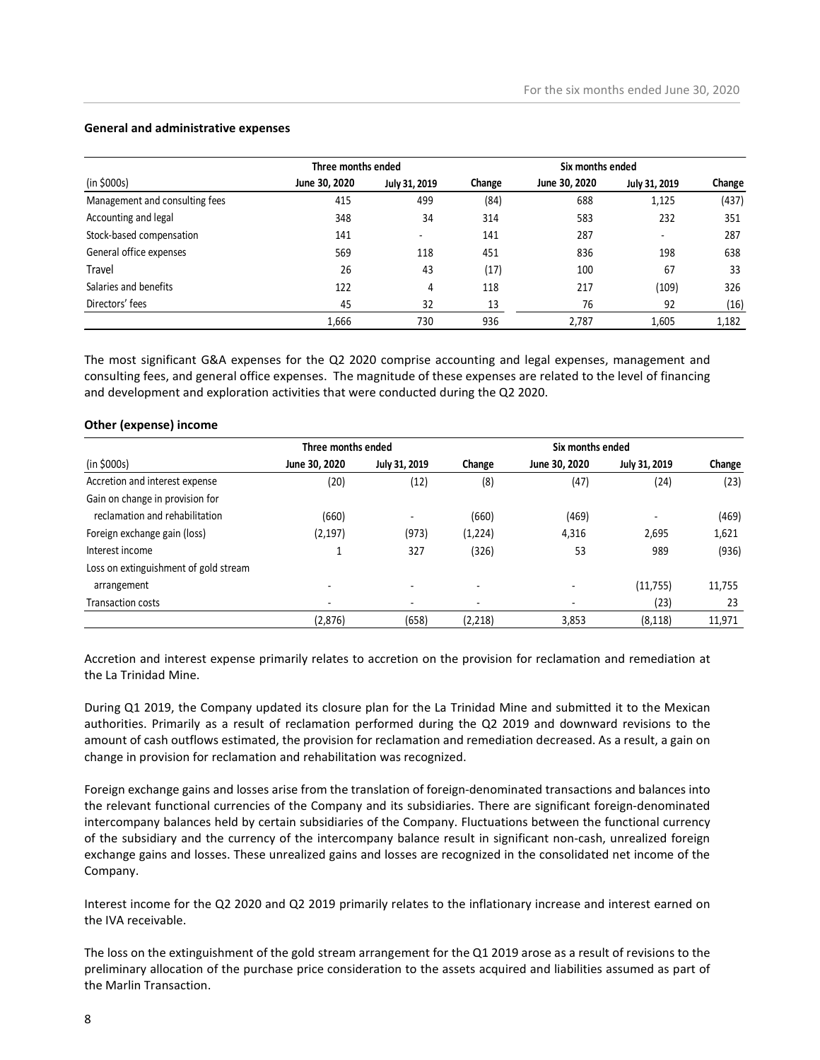#### General and administrative expenses

| | Three months ended | | | Six months ended | | |
|---|---|---|---|---|---|---|
| (in $000s) | June 30, 2020 | July 31, 2019 | Change | June 30, 2020 | July 31, 2019 | Change |
| Management and consulting fees | 415 | 499 | (84) | 688 | 1,125 | (437) |
| Accounting and legal | 348 | 34 | 314 | 583 | 232 | 351 |
| Stock-based compensation | 141 | - | 141 | 287 | - | 287 |
| General office expenses | 569 | 118 | 451 | 836 | 198 | 638 |
| Travel | 26 | 43 | (17) | 100 | 67 | 33 |
| Salaries and benefits | 122 | 4 | 118 | 217 | (109) | 326 |
| Directors' fees | 45 | 32 | 13 | 76 | 92 | (16) |
| | 1,666 | 730 | 936 | 2,787 | 1,605 | 1,182 |

The most significant G&A expenses for the Q2 2020 comprise accounting and legal expenses, management and consulting fees, and general office expenses. The magnitude of these expenses are related to the level of financing and development and exploration activities that were conducted during the Q2 2020.

#### Other (expense) income

| | Three months ended | | | Six months ended | | |
|---|---|---|---|---|---|---|
| (in $000s) | June 30, 2020 | July 31, 2019 | Change | June 30, 2020 | July 31, 2019 | Change |
| Accretion and interest expense | (20) | (12) | (8) | (47) | (24) | (23) |
| Gain on change in provision for reclamation and rehabilitation | (660) | - | (660) | (469) | - | (469) |
| Foreign exchange gain (loss) | (2,197) | (973) | (1,224) | 4,316 | 2,695 | 1,621 |
| Interest income | 1 | 327 | (326) | 53 | 989 | (936) |
| Loss on extinguishment of gold stream arrangement | - | - | - | - | (11,755) | 11,755 |
| Transaction costs | - | - | - | - | (23) | 23 |
| | (2,876) | (658) | (2,218) | 3,853 | (8,118) | 11,971 |

Accretion and interest expense primarily relates to accretion on the provision for reclamation and remediation at the La Trinidad Mine.

During Q1 2019, the Company updated its closure plan for the La Trinidad Mine and submitted it to the Mexican authorities. Primarily as a result of reclamation performed during the Q2 2019 and downward revisions to the amount of cash outflows estimated, the provision for reclamation and remediation decreased. As a result, a gain on change in provision for reclamation and rehabilitation was recognized.

Foreign exchange gains and losses arise from the translation of foreign-denominated transactions and balances into the relevant functional currencies of the Company and its subsidiaries. There are significant foreign-denominated intercompany balances held by certain subsidiaries of the Company. Fluctuations between the functional currency of the subsidiary and the currency of the intercompany balance result in significant non-cash, unrealized foreign exchange gains and losses. These unrealized gains and losses are recognized in the consolidated net income of the Company.

Interest income for the Q2 2020 and Q2 2019 primarily relates to the inflationary increase and interest earned on the IVA receivable.

The loss on the extinguishment of the gold stream arrangement for the Q1 2019 arose as a result of revisions to the preliminary allocation of the purchase price consideration to the assets acquired and liabilities assumed as part of the Marlin Transaction.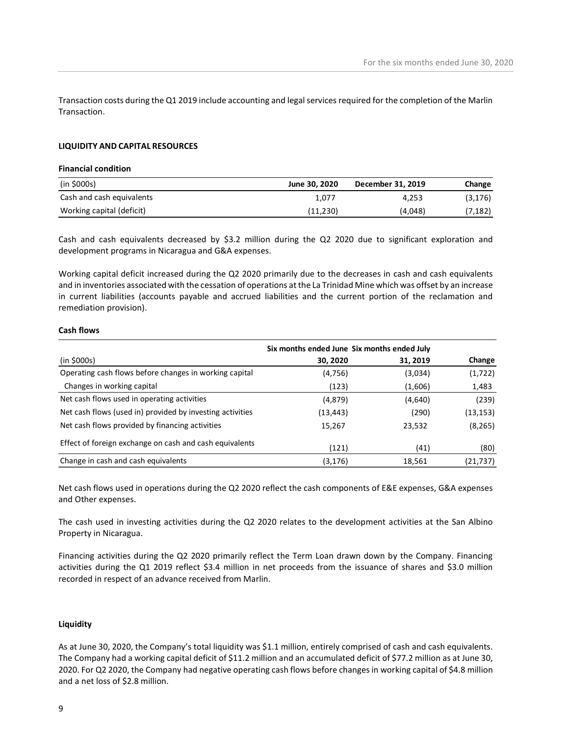Transaction costs during the Q1 2019 include accounting and legal services required for the completion of the Marlin Transaction.

### LIQUIDITY AND CAPITAL RESOURCES

#### Financial condition

| (in $000s) | June 30, 2020 | December 31, 2019 | Change |
|---|---|---|---|
| Cash and cash equivalents | 1,077 | 4,253 | (3,176) |
| Working capital (deficit) | (11,230) | (4,048) | (7,182) |

Cash and cash equivalents decreased by $3.2 million during the Q2 2020 due to significant exploration and development programs in Nicaragua and G&A expenses.

Working capital deficit increased during the Q2 2020 primarily due to the decreases in cash and cash equivalents and in inventories associated with the cessation of operations at the La Trinidad Mine which was offset by an increase in current liabilities (accounts payable and accrued liabilities and the current portion of the reclamation and remediation provision).

#### Cash flows

| (in $000s) | Six months ended June 30, 2020 | Six months ended July 31, 2019 | Change |
|---|---|---|---|
| Operating cash flows before changes in working capital | (4,756) | (3,034) | (1,722) |
| Changes in working capital | (123) | (1,606) | 1,483 |
| Net cash flows used in operating activities | (4,879) | (4,640) | (239) |
| Net cash flows (used in) provided by investing activities | (13,443) | (290) | (13,153) |
| Net cash flows provided by financing activities | 15,267 | 23,532 | (8,265) |
| Effect of foreign exchange on cash and cash equivalents | (121) | (41) | (80) |
| Change in cash and cash equivalents | (3,176) | 18,561 | (21,737) |

Net cash flows used in operations during the Q2 2020 reflect the cash components of E&E expenses, G&A expenses and Other expenses.

The cash used in investing activities during the Q2 2020 relates to the development activities at the San Albino Property in Nicaragua.

Financing activities during the Q2 2020 primarily reflect the Term Loan drawn down by the Company. Financing activities during the Q1 2019 reflect $3.4 million in net proceeds from the issuance of shares and $3.0 million recorded in respect of an advance received from Marlin.

#### Liquidity

As at June 30, 2020, the Company's total liquidity was $1.1 million, entirely comprised of cash and cash equivalents. The Company had a working capital deficit of $11.2 million and an accumulated deficit of $77.2 million as at June 30, 2020. For Q2 2020, the Company had negative operating cash flows before changes in working capital of $4.8 million and a net loss of $2.8 million.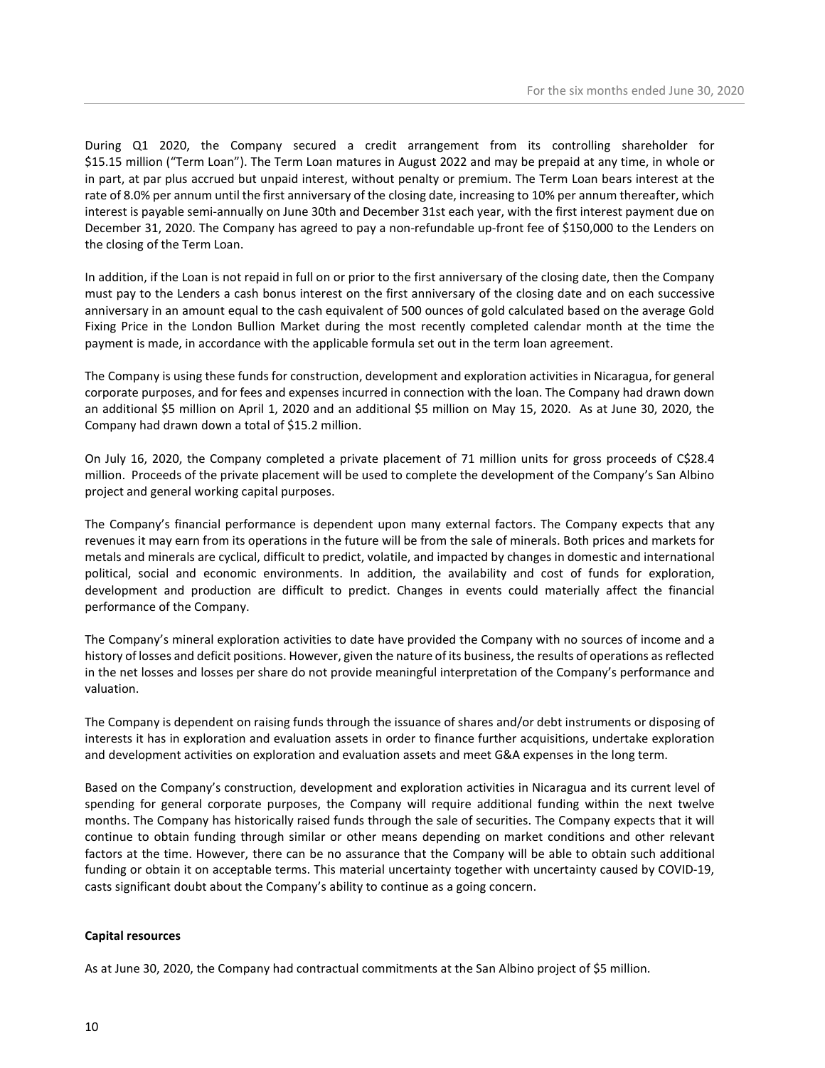During Q1 2020, the Company secured a credit arrangement from its controlling shareholder for $15.15 million ("Term Loan"). The Term Loan matures in August 2022 and may be prepaid at any time, in whole or in part, at par plus accrued but unpaid interest, without penalty or premium. The Term Loan bears interest at the rate of 8.0% per annum until the first anniversary of the closing date, increasing to 10% per annum thereafter, which interest is payable semi-annually on June 30th and December 31st each year, with the first interest payment due on December 31, 2020. The Company has agreed to pay a non-refundable up-front fee of $150,000 to the Lenders on the closing of the Term Loan.

In addition, if the Loan is not repaid in full on or prior to the first anniversary of the closing date, then the Company must pay to the Lenders a cash bonus interest on the first anniversary of the closing date and on each successive anniversary in an amount equal to the cash equivalent of 500 ounces of gold calculated based on the average Gold Fixing Price in the London Bullion Market during the most recently completed calendar month at the time the payment is made, in accordance with the applicable formula set out in the term loan agreement.

The Company is using these funds for construction, development and exploration activities in Nicaragua, for general corporate purposes, and for fees and expenses incurred in connection with the loan. The Company had drawn down an additional $5 million on April 1, 2020 and an additional $5 million on May 15, 2020. As at June 30, 2020, the Company had drawn down a total of $15.2 million.

On July 16, 2020, the Company completed a private placement of 71 million units for gross proceeds of C$28.4 million. Proceeds of the private placement will be used to complete the development of the Company's San Albino project and general working capital purposes.

The Company's financial performance is dependent upon many external factors. The Company expects that any revenues it may earn from its operations in the future will be from the sale of minerals. Both prices and markets for metals and minerals are cyclical, difficult to predict, volatile, and impacted by changes in domestic and international political, social and economic environments. In addition, the availability and cost of funds for exploration, development and production are difficult to predict. Changes in events could materially affect the financial performance of the Company.

The Company's mineral exploration activities to date have provided the Company with no sources of income and a history of losses and deficit positions. However, given the nature of its business, the results of operations as reflected in the net losses and losses per share do not provide meaningful interpretation of the Company's performance and valuation.

The Company is dependent on raising funds through the issuance of shares and/or debt instruments or disposing of interests it has in exploration and evaluation assets in order to finance further acquisitions, undertake exploration and development activities on exploration and evaluation assets and meet G&A expenses in the long term.

Based on the Company's construction, development and exploration activities in Nicaragua and its current level of spending for general corporate purposes, the Company will require additional funding within the next twelve months. The Company has historically raised funds through the sale of securities. The Company expects that it will continue to obtain funding through similar or other means depending on market conditions and other relevant factors at the time. However, there can be no assurance that the Company will be able to obtain such additional funding or obtain it on acceptable terms. This material uncertainty together with uncertainty caused by COVID-19, casts significant doubt about the Company's ability to continue as a going concern.

**Capital resources**

As at June 30, 2020, the Company had contractual commitments at the San Albino project of $5 million.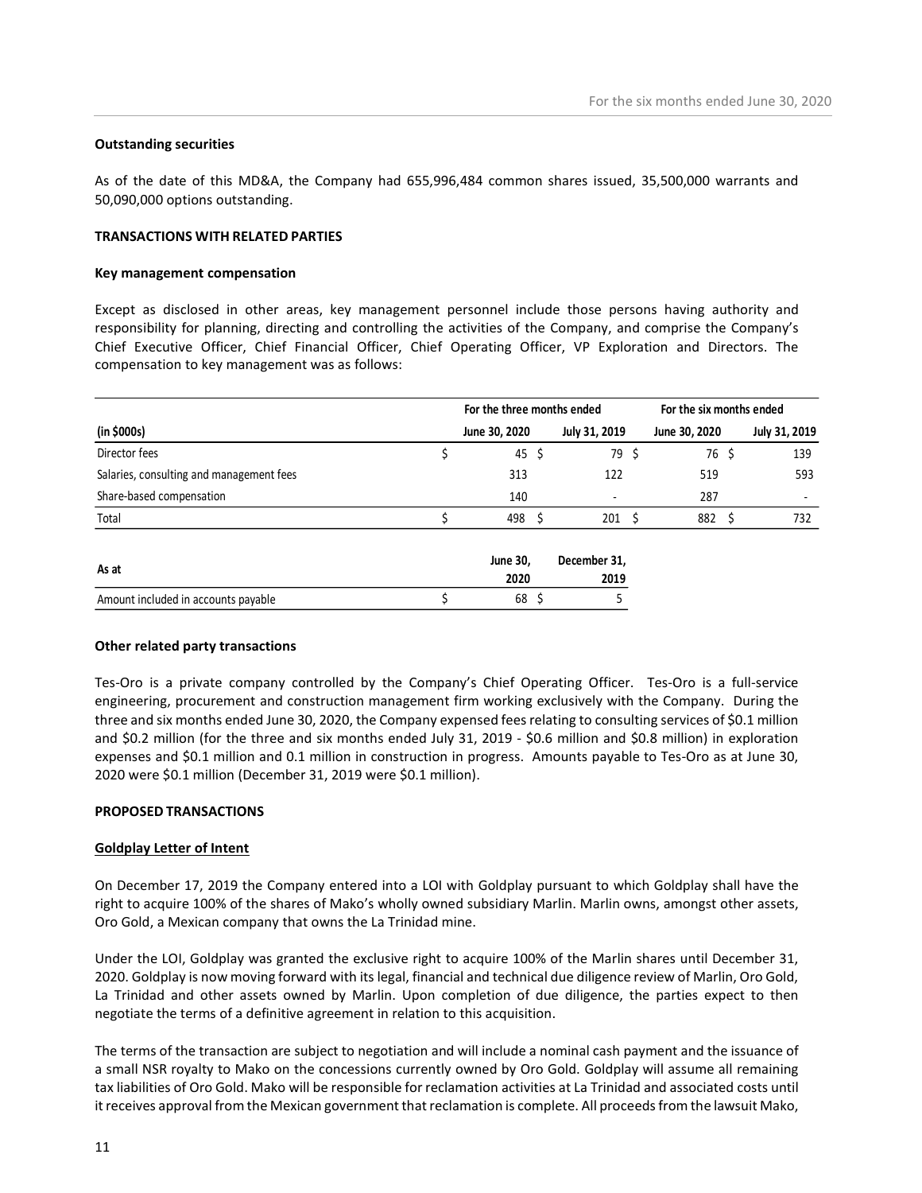**Outstanding securities**

As of the date of this MD&A, the Company had 655,996,484 common shares issued, 35,500,000 warrants and 50,090,000 options outstanding.

**TRANSACTIONS WITH RELATED PARTIES**

**Key management compensation**

Except as disclosed in other areas, key management personnel include those persons having authority and responsibility for planning, directing and controlling the activities of the Company, and comprise the Company's Chief Executive Officer, Chief Financial Officer, Chief Operating Officer, VP Exploration and Directors. The compensation to key management was as follows:

| | For the three months ended | | For the six months ended | |
|---|---|---|---|---|
| **(in $000s)** | **June 30, 2020** | **July 31, 2019** | **June 30, 2020** | **July 31, 2019** |
| Director fees | $ 45 | $ 79 | $ 76 | $ 139 |
| Salaries, consulting and management fees | 313 | 122 | 519 | 593 |
| Share-based compensation | 140 | - | 287 | - |
| Total | $ 498 | $ 201 | $ 882 | $ 732 |

| As at | June 30, 2020 | December 31, 2019 |
|---|---|---|
| Amount included in accounts payable | $ 68 | $ 5 |

**Other related party transactions**

Tes-Oro is a private company controlled by the Company's Chief Operating Officer. Tes-Oro is a full-service engineering, procurement and construction management firm working exclusively with the Company. During the three and six months ended June 30, 2020, the Company expensed fees relating to consulting services of $0.1 million and $0.2 million (for the three and six months ended July 31, 2019 - $0.6 million and $0.8 million) in exploration expenses and $0.1 million and 0.1 million in construction in progress. Amounts payable to Tes-Oro as at June 30, 2020 were $0.1 million (December 31, 2019 were $0.1 million).

**PROPOSED TRANSACTIONS**

**Goldplay Letter of Intent**

On December 17, 2019 the Company entered into a LOI with Goldplay pursuant to which Goldplay shall have the right to acquire 100% of the shares of Mako's wholly owned subsidiary Marlin. Marlin owns, amongst other assets, Oro Gold, a Mexican company that owns the La Trinidad mine.

Under the LOI, Goldplay was granted the exclusive right to acquire 100% of the Marlin shares until December 31, 2020. Goldplay is now moving forward with its legal, financial and technical due diligence review of Marlin, Oro Gold, La Trinidad and other assets owned by Marlin. Upon completion of due diligence, the parties expect to then negotiate the terms of a definitive agreement in relation to this acquisition.

The terms of the transaction are subject to negotiation and will include a nominal cash payment and the issuance of a small NSR royalty to Mako on the concessions currently owned by Oro Gold. Goldplay will assume all remaining tax liabilities of Oro Gold. Mako will be responsible for reclamation activities at La Trinidad and associated costs until it receives approval from the Mexican government that reclamation is complete. All proceeds from the lawsuit Mako,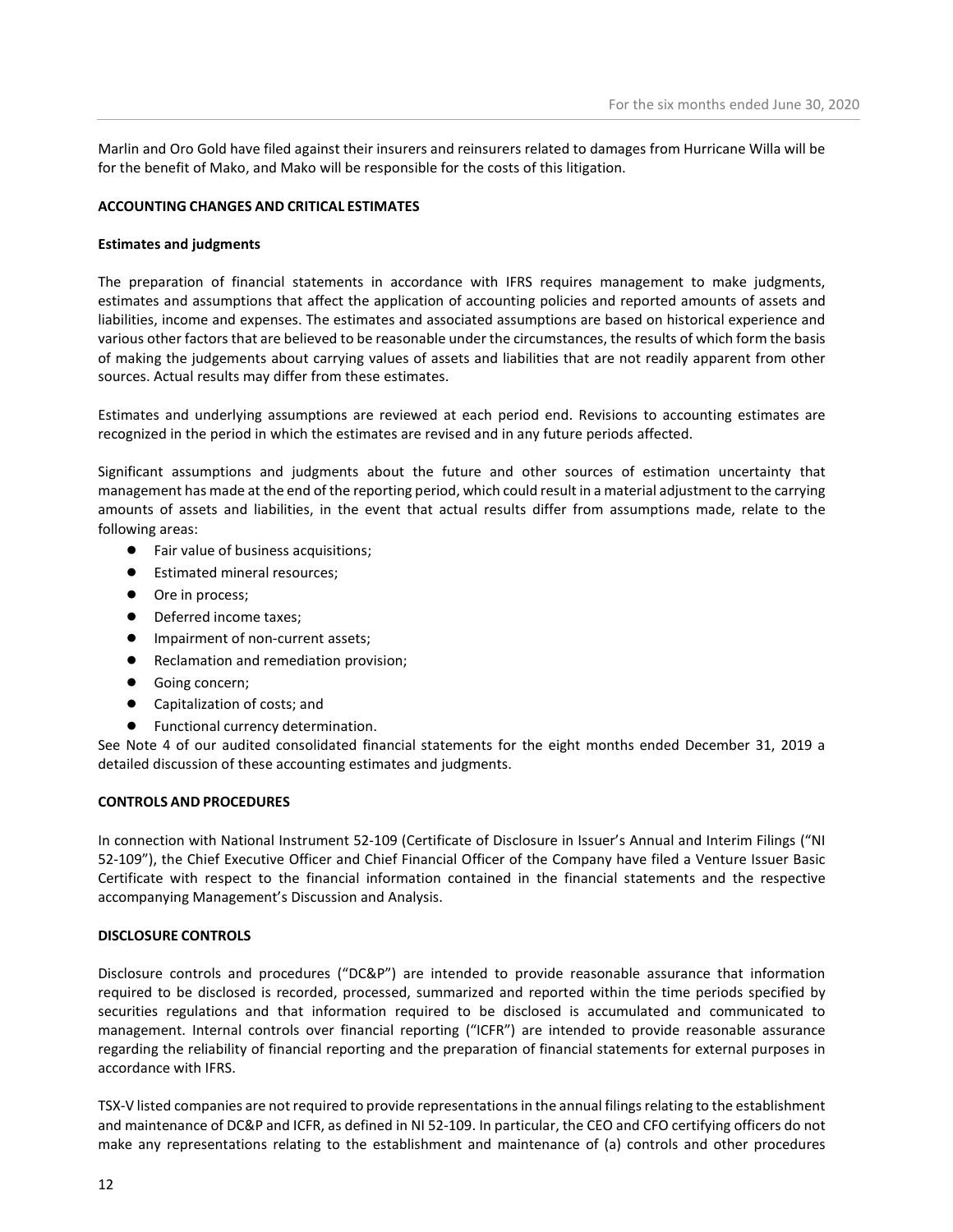Marlin and Oro Gold have filed against their insurers and reinsurers related to damages from Hurricane Willa will be for the benefit of Mako, and Mako will be responsible for the costs of this litigation.

## ACCOUNTING CHANGES AND CRITICAL ESTIMATES

### Estimates and judgments

The preparation of financial statements in accordance with IFRS requires management to make judgments, estimates and assumptions that affect the application of accounting policies and reported amounts of assets and liabilities, income and expenses. The estimates and associated assumptions are based on historical experience and various other factors that are believed to be reasonable under the circumstances, the results of which form the basis of making the judgements about carrying values of assets and liabilities that are not readily apparent from other sources. Actual results may differ from these estimates.

Estimates and underlying assumptions are reviewed at each period end. Revisions to accounting estimates are recognized in the period in which the estimates are revised and in any future periods affected.

Significant assumptions and judgments about the future and other sources of estimation uncertainty that management has made at the end of the reporting period, which could result in a material adjustment to the carrying amounts of assets and liabilities, in the event that actual results differ from assumptions made, relate to the following areas:

- Fair value of business acquisitions;
- Estimated mineral resources;
- Ore in process;
- Deferred income taxes;
- Impairment of non-current assets;
- Reclamation and remediation provision;
- Going concern;
- Capitalization of costs; and
- Functional currency determination.

See Note 4 of our audited consolidated financial statements for the eight months ended December 31, 2019 a detailed discussion of these accounting estimates and judgments.

## CONTROLS AND PROCEDURES

In connection with National Instrument 52-109 (Certificate of Disclosure in Issuer's Annual and Interim Filings ("NI 52-109"), the Chief Executive Officer and Chief Financial Officer of the Company have filed a Venture Issuer Basic Certificate with respect to the financial information contained in the financial statements and the respective accompanying Management's Discussion and Analysis.

## DISCLOSURE CONTROLS

Disclosure controls and procedures ("DC&P") are intended to provide reasonable assurance that information required to be disclosed is recorded, processed, summarized and reported within the time periods specified by securities regulations and that information required to be disclosed is accumulated and communicated to management. Internal controls over financial reporting ("ICFR") are intended to provide reasonable assurance regarding the reliability of financial reporting and the preparation of financial statements for external purposes in accordance with IFRS.

TSX-V listed companies are not required to provide representations in the annual filings relating to the establishment and maintenance of DC&P and ICFR, as defined in NI 52-109. In particular, the CEO and CFO certifying officers do not make any representations relating to the establishment and maintenance of (a) controls and other procedures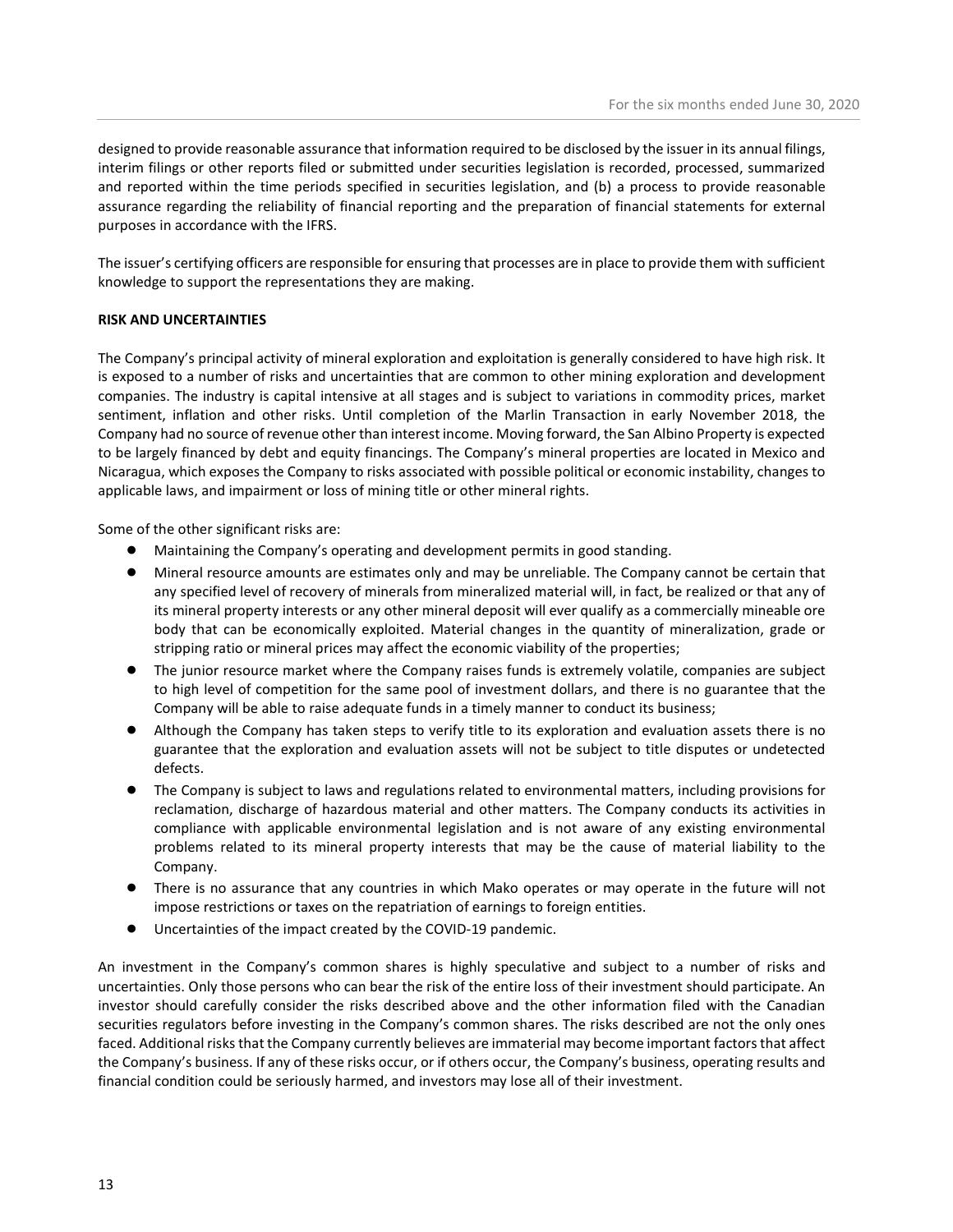designed to provide reasonable assurance that information required to be disclosed by the issuer in its annual filings, interim filings or other reports filed or submitted under securities legislation is recorded, processed, summarized and reported within the time periods specified in securities legislation, and (b) a process to provide reasonable assurance regarding the reliability of financial reporting and the preparation of financial statements for external purposes in accordance with the IFRS.

The issuer's certifying officers are responsible for ensuring that processes are in place to provide them with sufficient knowledge to support the representations they are making.

**RISK AND UNCERTAINTIES**

The Company's principal activity of mineral exploration and exploitation is generally considered to have high risk. It is exposed to a number of risks and uncertainties that are common to other mining exploration and development companies. The industry is capital intensive at all stages and is subject to variations in commodity prices, market sentiment, inflation and other risks. Until completion of the Marlin Transaction in early November 2018, the Company had no source of revenue other than interest income. Moving forward, the San Albino Property is expected to be largely financed by debt and equity financings. The Company's mineral properties are located in Mexico and Nicaragua, which exposes the Company to risks associated with possible political or economic instability, changes to applicable laws, and impairment or loss of mining title or other mineral rights.

Some of the other significant risks are:

- Maintaining the Company's operating and development permits in good standing.
- Mineral resource amounts are estimates only and may be unreliable. The Company cannot be certain that any specified level of recovery of minerals from mineralized material will, in fact, be realized or that any of its mineral property interests or any other mineral deposit will ever qualify as a commercially mineable ore body that can be economically exploited. Material changes in the quantity of mineralization, grade or stripping ratio or mineral prices may affect the economic viability of the properties;
- The junior resource market where the Company raises funds is extremely volatile, companies are subject to high level of competition for the same pool of investment dollars, and there is no guarantee that the Company will be able to raise adequate funds in a timely manner to conduct its business;
- Although the Company has taken steps to verify title to its exploration and evaluation assets there is no guarantee that the exploration and evaluation assets will not be subject to title disputes or undetected defects.
- The Company is subject to laws and regulations related to environmental matters, including provisions for reclamation, discharge of hazardous material and other matters. The Company conducts its activities in compliance with applicable environmental legislation and is not aware of any existing environmental problems related to its mineral property interests that may be the cause of material liability to the Company.
- There is no assurance that any countries in which Mako operates or may operate in the future will not impose restrictions or taxes on the repatriation of earnings to foreign entities.
- Uncertainties of the impact created by the COVID-19 pandemic.

An investment in the Company's common shares is highly speculative and subject to a number of risks and uncertainties. Only those persons who can bear the risk of the entire loss of their investment should participate. An investor should carefully consider the risks described above and the other information filed with the Canadian securities regulators before investing in the Company's common shares. The risks described are not the only ones faced. Additional risks that the Company currently believes are immaterial may become important factors that affect the Company's business. If any of these risks occur, or if others occur, the Company's business, operating results and financial condition could be seriously harmed, and investors may lose all of their investment.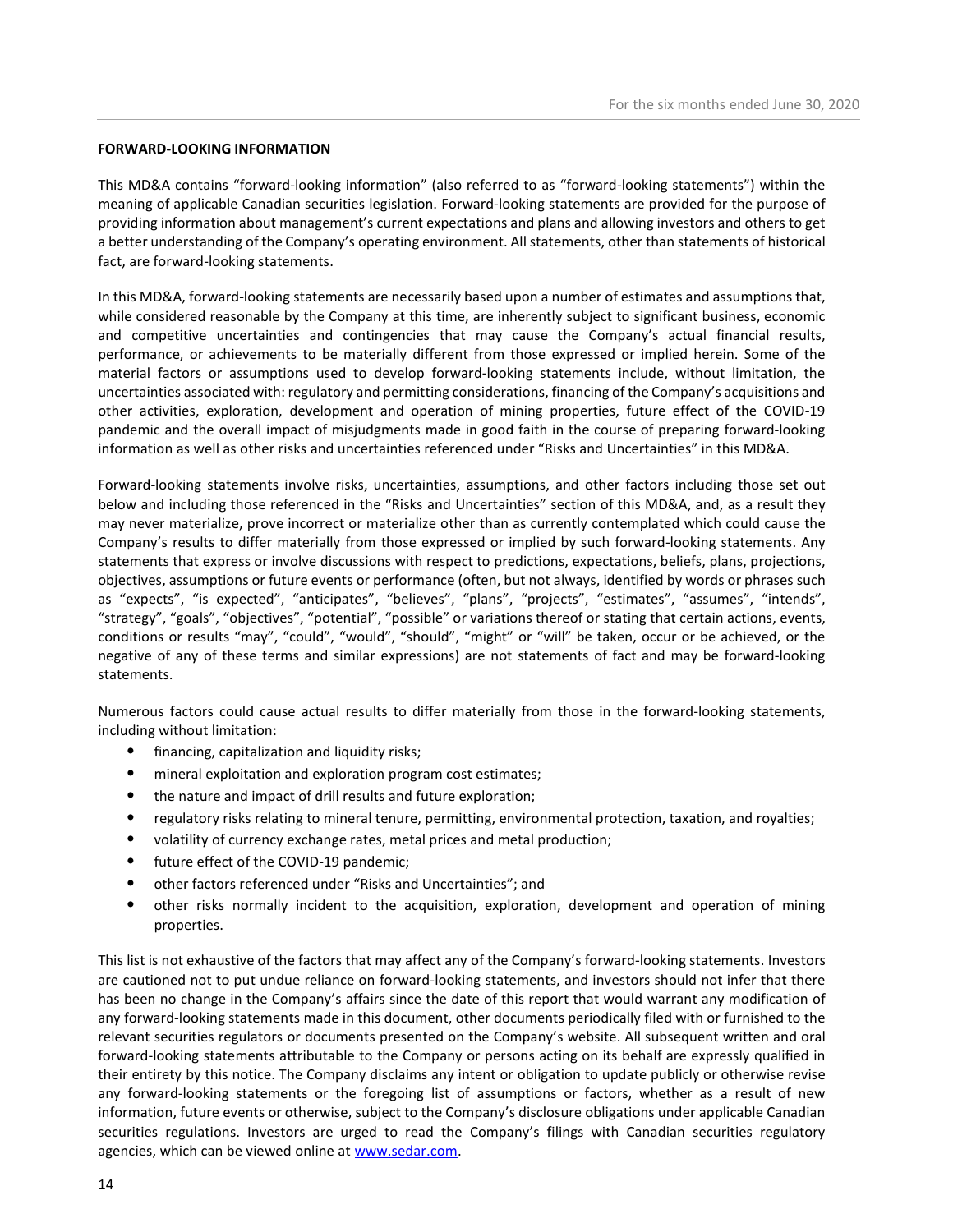**FORWARD-LOOKING INFORMATION**

This MD&A contains "forward-looking information" (also referred to as "forward-looking statements") within the meaning of applicable Canadian securities legislation. Forward-looking statements are provided for the purpose of providing information about management's current expectations and plans and allowing investors and others to get a better understanding of the Company's operating environment. All statements, other than statements of historical fact, are forward-looking statements.

In this MD&A, forward-looking statements are necessarily based upon a number of estimates and assumptions that, while considered reasonable by the Company at this time, are inherently subject to significant business, economic and competitive uncertainties and contingencies that may cause the Company's actual financial results, performance, or achievements to be materially different from those expressed or implied herein. Some of the material factors or assumptions used to develop forward-looking statements include, without limitation, the uncertainties associated with: regulatory and permitting considerations, financing of the Company's acquisitions and other activities, exploration, development and operation of mining properties, future effect of the COVID-19 pandemic and the overall impact of misjudgments made in good faith in the course of preparing forward-looking information as well as other risks and uncertainties referenced under "Risks and Uncertainties" in this MD&A.

Forward-looking statements involve risks, uncertainties, assumptions, and other factors including those set out below and including those referenced in the "Risks and Uncertainties" section of this MD&A, and, as a result they may never materialize, prove incorrect or materialize other than as currently contemplated which could cause the Company's results to differ materially from those expressed or implied by such forward-looking statements. Any statements that express or involve discussions with respect to predictions, expectations, beliefs, plans, projections, objectives, assumptions or future events or performance (often, but not always, identified by words or phrases such as "expects", "is expected", "anticipates", "believes", "plans", "projects", "estimates", "assumes", "intends", "strategy", "goals", "objectives", "potential", "possible" or variations thereof or stating that certain actions, events, conditions or results "may", "could", "would", "should", "might" or "will" be taken, occur or be achieved, or the negative of any of these terms and similar expressions) are not statements of fact and may be forward-looking statements.

Numerous factors could cause actual results to differ materially from those in the forward-looking statements, including without limitation:

- financing, capitalization and liquidity risks;
- mineral exploitation and exploration program cost estimates;
- the nature and impact of drill results and future exploration;
- regulatory risks relating to mineral tenure, permitting, environmental protection, taxation, and royalties;
- volatility of currency exchange rates, metal prices and metal production;
- future effect of the COVID-19 pandemic;
- other factors referenced under "Risks and Uncertainties"; and
- other risks normally incident to the acquisition, exploration, development and operation of mining properties.

This list is not exhaustive of the factors that may affect any of the Company's forward-looking statements. Investors are cautioned not to put undue reliance on forward-looking statements, and investors should not infer that there has been no change in the Company's affairs since the date of this report that would warrant any modification of any forward-looking statements made in this document, other documents periodically filed with or furnished to the relevant securities regulators or documents presented on the Company's website. All subsequent written and oral forward-looking statements attributable to the Company or persons acting on its behalf are expressly qualified in their entirety by this notice. The Company disclaims any intent or obligation to update publicly or otherwise revise any forward-looking statements or the foregoing list of assumptions or factors, whether as a result of new information, future events or otherwise, subject to the Company's disclosure obligations under applicable Canadian securities regulations. Investors are urged to read the Company's filings with Canadian securities regulatory agencies, which can be viewed online at www.sedar.com.